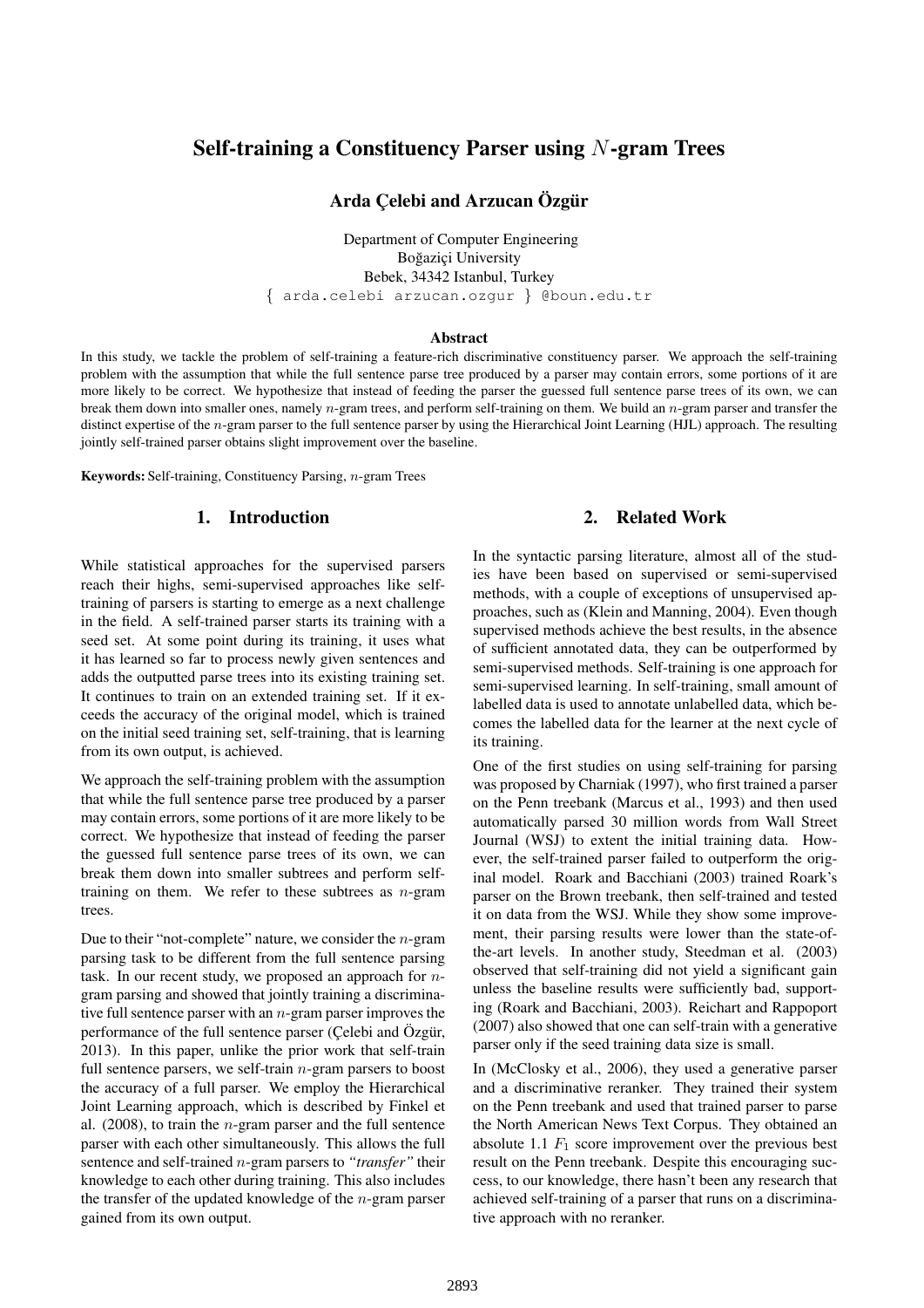# Self-training a Constituency Parser using $N$-gram Trees

**Arda Çelebi and Arzucan Özgür**

Department of Computer Engineering
Boğaziçi University
Bebek, 34342 Istanbul, Turkey
{ arda.celebi arzucan.ozgur } @boun.edu.tr

### Abstract

In this study, we tackle the problem of self-training a feature-rich discriminative constituency parser. We approach the self-training problem with the assumption that while the full sentence parse tree produced by a parser may contain errors, some portions of it are more likely to be correct. We hypothesize that instead of feeding the parser the guessed full sentence parse trees of its own, we can break them down into smaller ones, namely $n$-gram trees, and perform self-training on them. We build an $n$-gram parser and transfer the distinct expertise of the $n$-gram parser to the full sentence parser by using the Hierarchical Joint Learning (HJL) approach. The resulting jointly self-trained parser obtains slight improvement over the baseline.

**Keywords:** Self-training, Constituency Parsing, $n$-gram Trees

## 1. Introduction

While statistical approaches for the supervised parsers reach their highs, semi-supervised approaches like self-training of parsers is starting to emerge as a next challenge in the field. A self-trained parser starts its training with a seed set. At some point during its training, it uses what it has learned so far to process newly given sentences and adds the outputted parse trees into its existing training set. It continues to train on an extended training set. If it exceeds the accuracy of the original model, which is trained on the initial seed training set, self-training, that is learning from its own output, is achieved.

We approach the self-training problem with the assumption that while the full sentence parse tree produced by a parser may contain errors, some portions of it are more likely to be correct. We hypothesize that instead of feeding the parser the guessed full sentence parse trees of its own, we can break them down into smaller subtrees and perform self-training on them. We refer to these subtrees as $n$-gram trees.

Due to their "not-complete" nature, we consider the $n$-gram parsing task to be different from the full sentence parsing task. In our recent study, we proposed an approach for $n$-gram parsing and showed that jointly training a discriminative full sentence parser with an $n$-gram parser improves the performance of the full sentence parser (Çelebi and Özgür, 2013). In this paper, unlike the prior work that self-train full sentence parsers, we self-train $n$-gram parsers to boost the accuracy of a full parser. We employ the Hierarchical Joint Learning approach, which is described by Finkel et al. (2008), to train the $n$-gram parser and the full sentence parser with each other simultaneously. This allows the full sentence and self-trained $n$-gram parsers to *"transfer"* their knowledge to each other during training. This also includes the transfer of the updated knowledge of the $n$-gram parser gained from its own output.

## 2. Related Work

In the syntactic parsing literature, almost all of the studies have been based on supervised or semi-supervised methods, with a couple of exceptions of unsupervised approaches, such as (Klein and Manning, 2004). Even though supervised methods achieve the best results, in the absence of sufficient annotated data, they can be outperformed by semi-supervised methods. Self-training is one approach for semi-supervised learning. In self-training, small amount of labelled data is used to annotate unlabelled data, which becomes the labelled data for the learner at the next cycle of its training.

One of the first studies on using self-training for parsing was proposed by Charniak (1997), who first trained a parser on the Penn treebank (Marcus et al., 1993) and then used automatically parsed 30 million words from Wall Street Journal (WSJ) to extent the initial training data. However, the self-trained parser failed to outperform the original model. Roark and Bacchiani (2003) trained Roark's parser on the Brown treebank, then self-trained and tested it on data from the WSJ. While they show some improvement, their parsing results were lower than the state-of-the-art levels. In another study, Steedman et al. (2003) observed that self-training did not yield a significant gain unless the baseline results were sufficiently bad, supporting (Roark and Bacchiani, 2003). Reichart and Rappoport (2007) also showed that one can self-train with a generative parser only if the seed training data size is small.

In (McClosky et al., 2006), they used a generative parser and a discriminative reranker. They trained their system on the Penn treebank and used that trained parser to parse the North American News Text Corpus. They obtained an absolute 1.1 $F_1$ score improvement over the previous best result on the Penn treebank. Despite this encouraging success, to our knowledge, there hasn't been any research that achieved self-training of a parser that runs on a discriminative approach with no reranker.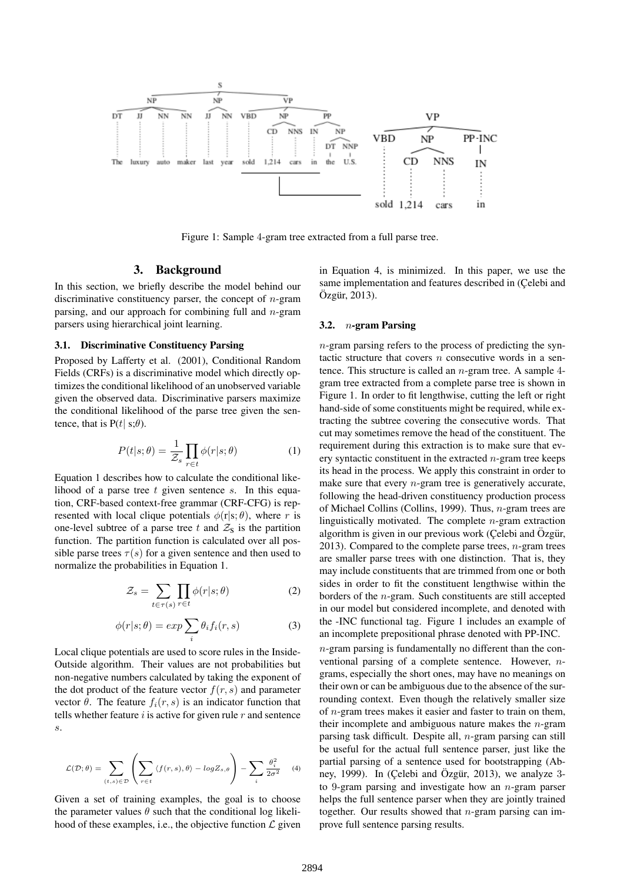Figure 1: Sample 4-gram tree extracted from a full parse tree.

## 3. Background

In this section, we briefly describe the model behind our discriminative constituency parser, the concept of $n$-gram parsing, and our approach for combining full and $n$-gram parsers using hierarchical joint learning.

### 3.1. Discriminative Constituency Parsing

Proposed by Lafferty et al. (2001), Conditional Random Fields (CRFs) is a discriminative model which directly optimizes the conditional likelihood of an unobserved variable given the observed data. Discriminative parsers maximize the conditional likelihood of the parse tree given the sentence, that is P($t$| s;$\theta$).

$$P(t|s;\theta) = \frac{1}{\mathcal{Z}_s} \prod_{r \in t} \phi(r|s;\theta) \quad (1)$$

Equation 1 describes how to calculate the conditional likelihood of a parse tree $t$ given sentence $s$. In this equation, CRF-based context-free grammar (CRF-CFG) is represented with local clique potentials $\phi(\mathrm{r}|\mathrm{s};\theta)$, where $r$ is one-level subtree of a parse tree $t$ and $\mathcal{Z}_{\mathrm{S}}$ is the partition function. The partition function is calculated over all possible parse trees $\tau(s)$ for a given sentence and then used to normalize the probabilities in Equation 1.

$$\mathcal{Z}_s = \sum_{t \in \tau(s)} \prod_{r \in t} \phi(r|s;\theta) \quad (2)$$

$$\phi(r|s;\theta) = exp \sum_i \theta_i f_i(r,s) \quad (3)$$

Local clique potentials are used to score rules in the Inside-Outside algorithm. Their values are not probabilities but non-negative numbers calculated by taking the exponent of the dot product of the feature vector $f(r,s)$ and parameter vector $\theta$. The feature $f_i(r,s)$ is an indicator function that tells whether feature $i$ is active for given rule $r$ and sentence $s$.

$$\mathcal{L}(\mathcal{D};\theta) = \sum_{(t,s)\in\mathcal{D}} \left( \sum_{r \in t} \langle f(r,s), \theta \rangle - log Z_{s,\theta} \right) - \sum_i \frac{\theta_i^2}{2\sigma^2} \quad (4)$$

Given a set of training examples, the goal is to choose the parameter values $\theta$ such that the conditional log likelihood of these examples, i.e., the objective function $\mathcal{L}$ given in Equation 4, is minimized. In this paper, we use the same implementation and features described in (Çelebi and Özgür, 2013).

### 3.2. $n$-gram Parsing

$n$-gram parsing refers to the process of predicting the syntactic structure that covers $n$ consecutive words in a sentence. This structure is called an $n$-gram tree. A sample 4-gram tree extracted from a complete parse tree is shown in Figure 1. In order to fit lengthwise, cutting the left or right hand-side of some constituents might be required, while extracting the subtree covering the consecutive words. That cut may sometimes remove the head of the constituent. The requirement during this extraction is to make sure that every syntactic constituent in the extracted $n$-gram tree keeps its head in the process. We apply this constraint in order to make sure that every $n$-gram tree is generatively accurate, following the head-driven constituency production process of Michael Collins (Collins, 1999). Thus, $n$-gram trees are linguistically motivated. The complete $n$-gram extraction algorithm is given in our previous work (Çelebi and Özgür, 2013). Compared to the complete parse trees, $n$-gram trees are smaller parse trees with one distinction. That is, they may include constituents that are trimmed from one or both sides in order to fit the constituent lengthwise within the borders of the $n$-gram. Such constituents are still accepted in our model but considered incomplete, and denoted with the -INC functional tag. Figure 1 includes an example of an incomplete prepositional phrase denoted with PP-INC.

$n$-gram parsing is fundamentally no different than the conventional parsing of a complete sentence. However, $n$-grams, especially the short ones, may have no meanings on their own or can be ambiguous due to the absence of the surrounding context. Even though the relatively smaller size of $n$-gram trees makes it easier and faster to train on them, their incomplete and ambiguous nature makes the $n$-gram parsing task difficult. Despite all, $n$-gram parsing can still be useful for the actual full sentence parser, just like the partial parsing of a sentence used for bootstrapping (Abney, 1999). In (Çelebi and Özgür, 2013), we analyze 3- to 9-gram parsing and investigate how an $n$-gram parser helps the full sentence parser when they are jointly trained together. Our results showed that $n$-gram parsing can improve full sentence parsing results.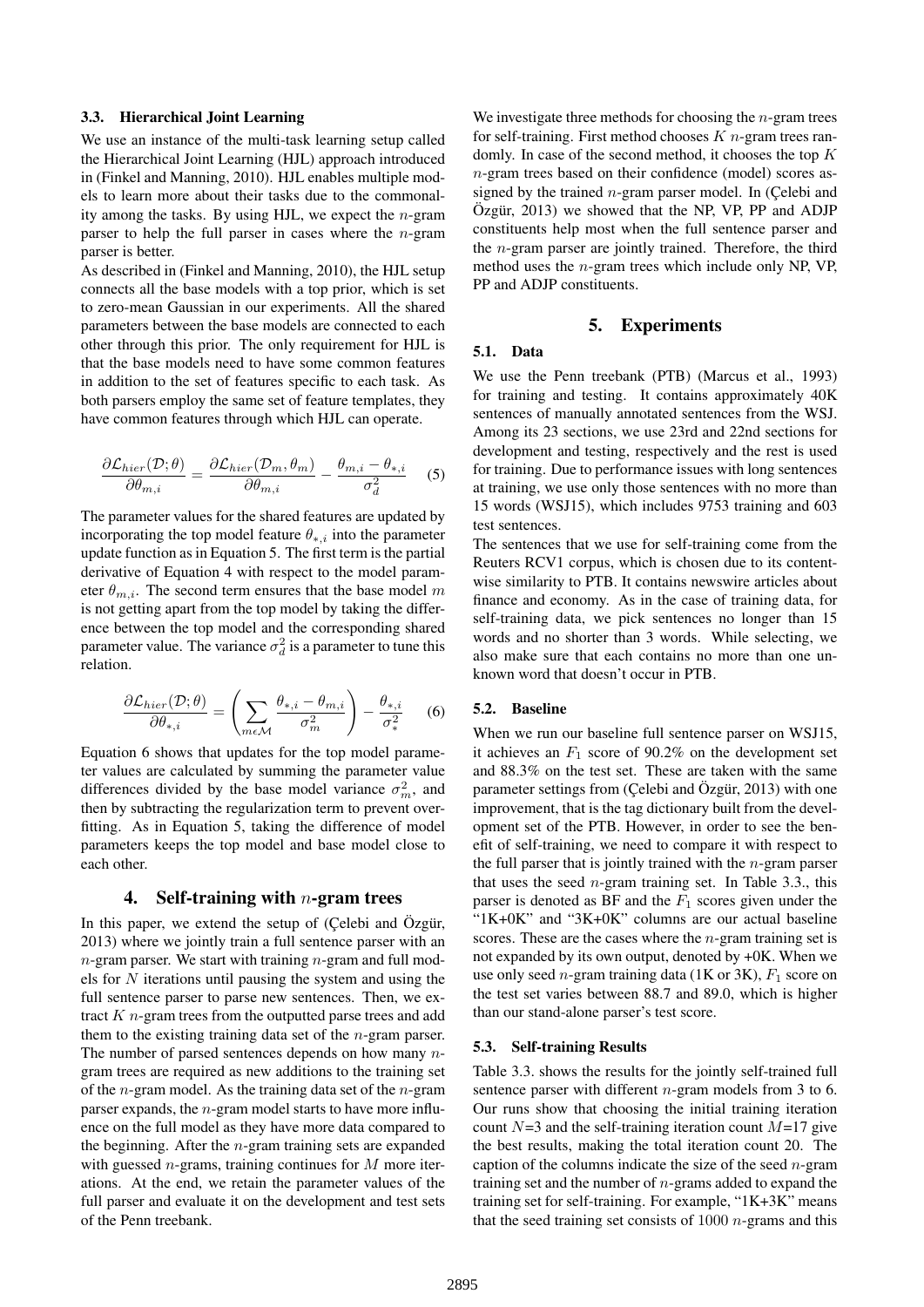### 3.3. Hierarchical Joint Learning

We use an instance of the multi-task learning setup called the Hierarchical Joint Learning (HJL) approach introduced in (Finkel and Manning, 2010). HJL enables multiple models to learn more about their tasks due to the commonality among the tasks. By using HJL, we expect the $n$-gram parser to help the full parser in cases where the $n$-gram parser is better.

As described in (Finkel and Manning, 2010), the HJL setup connects all the base models with a top prior, which is set to zero-mean Gaussian in our experiments. All the shared parameters between the base models are connected to each other through this prior. The only requirement for HJL is that the base models need to have some common features in addition to the set of features specific to each task. As both parsers employ the same set of feature templates, they have common features through which HJL can operate.

$$\frac{\partial \mathcal{L}_{hier}(\mathcal{D};\theta)}{\partial \theta_{m,i}} = \frac{\partial \mathcal{L}_{hier}(\mathcal{D}_m,\theta_m)}{\partial \theta_{m,i}} - \frac{\theta_{m,i} - \theta_{*,i}}{\sigma_d^2} \quad (5)$$

The parameter values for the shared features are updated by incorporating the top model feature $\theta_{*,i}$ into the parameter update function as in Equation 5. The first term is the partial derivative of Equation 4 with respect to the model parameter $\theta_{m,i}$. The second term ensures that the base model $m$ is not getting apart from the top model by taking the difference between the top model and the corresponding shared parameter value. The variance $\sigma_d^2$ is a parameter to tune this relation.

$$\frac{\partial \mathcal{L}_{hier}(\mathcal{D};\theta)}{\partial \theta_{*,i}} = \left( \sum_{m \epsilon \mathcal{M}} \frac{\theta_{*,i} - \theta_{m,i}}{\sigma_m^2} \right) - \frac{\theta_{*,i}}{\sigma_*^2} \quad (6)$$

Equation 6 shows that updates for the top model parameter values are calculated by summing the parameter value differences divided by the base model variance $\sigma_m^2$, and then by subtracting the regularization term to prevent overfitting. As in Equation 5, taking the difference of model parameters keeps the top model and base model close to each other.

## 4. Self-training with $n$-gram trees

In this paper, we extend the setup of (Çelebi and Özgür, 2013) where we jointly train a full sentence parser with an $n$-gram parser. We start with training $n$-gram and full models for $N$ iterations until pausing the system and using the full sentence parser to parse new sentences. Then, we extract $K$ $n$-gram trees from the outputted parse trees and add them to the existing training data set of the $n$-gram parser. The number of parsed sentences depends on how many $n$-gram trees are required as new additions to the training set of the $n$-gram model. As the training data set of the $n$-gram parser expands, the $n$-gram model starts to have more influence on the full model as they have more data compared to the beginning. After the $n$-gram training sets are expanded with guessed $n$-grams, training continues for $M$ more iterations. At the end, we retain the parameter values of the full parser and evaluate it on the development and test sets of the Penn treebank.

We investigate three methods for choosing the $n$-gram trees for self-training. First method chooses $K$ $n$-gram trees randomly. In case of the second method, it chooses the top $K$ $n$-gram trees based on their confidence (model) scores assigned by the trained $n$-gram parser model. In (Çelebi and Özgür, 2013) we showed that the NP, VP, PP and ADJP constituents help most when the full sentence parser and the $n$-gram parser are jointly trained. Therefore, the third method uses the $n$-gram trees which include only NP, VP, PP and ADJP constituents.

## 5. Experiments

### 5.1. Data

We use the Penn treebank (PTB) (Marcus et al., 1993) for training and testing. It contains approximately 40K sentences of manually annotated sentences from the WSJ. Among its 23 sections, we use 23rd and 22nd sections for development and testing, respectively and the rest is used for training. Due to performance issues with long sentences at training, we use only those sentences with no more than 15 words (WSJ15), which includes 9753 training and 603 test sentences.

The sentences that we use for self-training come from the Reuters RCV1 corpus, which is chosen due to its content-wise similarity to PTB. It contains newswire articles about finance and economy. As in the case of training data, for self-training data, we pick sentences no longer than 15 words and no shorter than 3 words. While selecting, we also make sure that each contains no more than one unknown word that doesn't occur in PTB.

### 5.2. Baseline

When we run our baseline full sentence parser on WSJ15, it achieves an $F_1$ score of 90.2% on the development set and 88.3% on the test set. These are taken with the same parameter settings from (Çelebi and Özgür, 2013) with one improvement, that is the tag dictionary built from the development set of the PTB. However, in order to see the benefit of self-training, we need to compare it with respect to the full parser that is jointly trained with the $n$-gram parser that uses the seed $n$-gram training set. In Table 3.3., this parser is denoted as BF and the $F_1$ scores given under the "1K+0K" and "3K+0K" columns are our actual baseline scores. These are the cases where the $n$-gram training set is not expanded by its own output, denoted by +0K. When we use only seed $n$-gram training data (1K or 3K), $F_1$ score on the test set varies between 88.7 and 89.0, which is higher than our stand-alone parser's test score.

### 5.3. Self-training Results

Table 3.3. shows the results for the jointly self-trained full sentence parser with different $n$-gram models from 3 to 6. Our runs show that choosing the initial training iteration count $N$=3 and the self-training iteration count $M$=17 give the best results, making the total iteration count 20. The caption of the columns indicate the size of the seed $n$-gram training set and the number of $n$-grams added to expand the training set for self-training. For example, "1K+3K" means that the seed training set consists of 1000 $n$-grams and this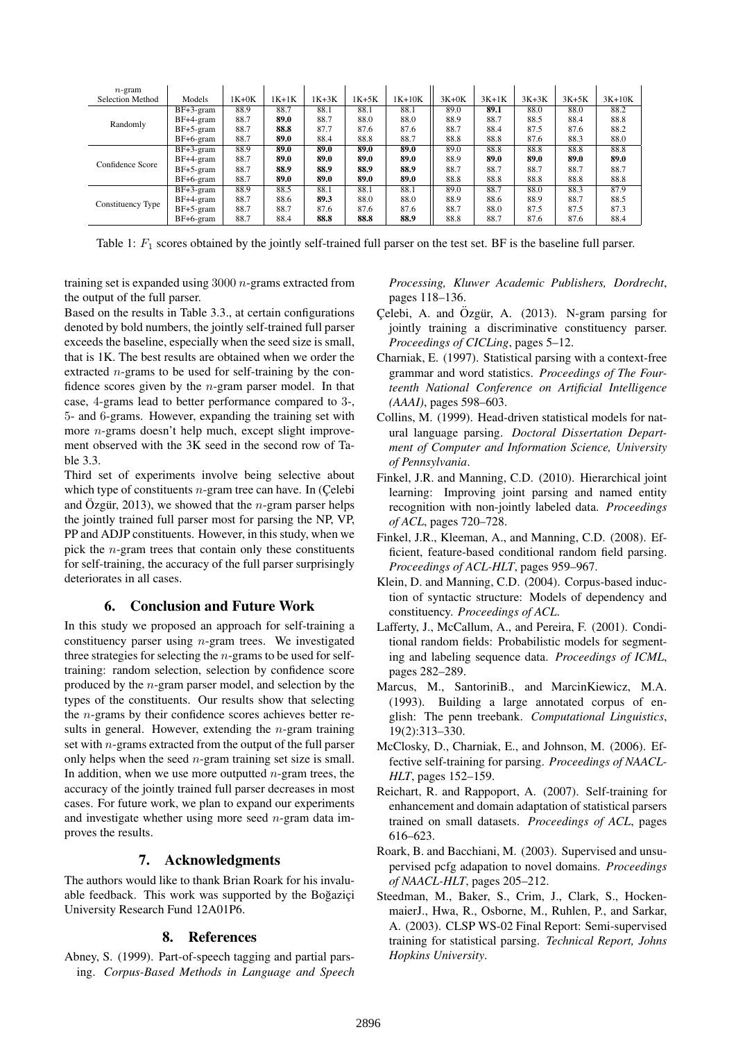| $n$-gram Selection Method | Models | 1K+0K | 1K+1K | 1K+3K | 1K+5K | 1K+10K | 3K+0K | 3K+1K | 3K+3K | 3K+5K | 3K+10K |
|---|---|---|---|---|---|---|---|---|---|---|---|
| Randomly | BF+3-gram | 88.9 | 88.7 | 88.1 | 88.1 | 88.1 | 89.0 | **89.1** | 88.0 | 88.0 | 88.2 |
| | BF+4-gram | 88.7 | **89.0** | 88.7 | 88.0 | 88.0 | 88.9 | 88.7 | 88.5 | 88.4 | 88.8 |
| | BF+5-gram | 88.7 | **88.8** | 87.7 | 87.6 | 87.6 | 88.7 | 88.4 | 87.5 | 87.6 | 88.2 |
| | BF+6-gram | 88.7 | **89.0** | 88.4 | 88.8 | 88.7 | 88.8 | 88.8 | 87.6 | 88.3 | 88.0 |
| Confidence Score | BF+3-gram | 88.9 | **89.0** | **89.0** | **89.0** | **89.0** | 89.0 | 88.8 | 88.8 | 88.8 | 88.8 |
| | BF+4-gram | 88.7 | **89.0** | **89.0** | **89.0** | **89.0** | 88.9 | **89.0** | **89.0** | **89.0** | **89.0** |
| | BF+5-gram | 88.7 | **88.9** | **88.9** | **88.9** | **88.9** | 88.7 | 88.7 | 88.7 | 88.7 | 88.7 |
| | BF+6-gram | 88.7 | **89.0** | **89.0** | **89.0** | **89.0** | 88.8 | 88.8 | 88.8 | 88.8 | 88.8 |
| Constituency Type | BF+3-gram | 88.9 | 88.5 | 88.1 | 88.1 | 88.1 | 89.0 | 88.7 | 88.0 | 88.3 | 87.9 |
| | BF+4-gram | 88.7 | 88.6 | **89.3** | 88.0 | 88.0 | 88.9 | 88.6 | 88.9 | 88.7 | 88.5 |
| | BF+5-gram | 88.7 | 88.7 | 87.6 | 87.6 | 87.6 | 88.7 | 88.0 | 87.5 | 87.5 | 87.3 |
| | BF+6-gram | 88.7 | 88.4 | **88.8** | **88.8** | **88.9** | 88.8 | 88.7 | 87.6 | 87.6 | 88.4 |

Table 1: $F_1$ scores obtained by the jointly self-trained full parser on the test set. BF is the baseline full parser.

training set is expanded using 3000 $n$-grams extracted from the output of the full parser.

Based on the results in Table 3.3., at certain configurations denoted by bold numbers, the jointly self-trained full parser exceeds the baseline, especially when the seed size is small, that is 1K. The best results are obtained when we order the extracted $n$-grams to be used for self-training by the confidence scores given by the $n$-gram parser model. In that case, 4-grams lead to better performance compared to 3-, 5- and 6-grams. However, expanding the training set with more $n$-grams doesn't help much, except slight improvement observed with the 3K seed in the second row of Table 3.3.

Third set of experiments involve being selective about which type of constituents $n$-gram tree can have. In (Çelebi and Özgür, 2013), we showed that the $n$-gram parser helps the jointly trained full parser most for parsing the NP, VP, PP and ADJP constituents. However, in this study, when we pick the $n$-gram trees that contain only these constituents for self-training, the accuracy of the full parser surprisingly deteriorates in all cases.

## 6. Conclusion and Future Work

In this study we proposed an approach for self-training a constituency parser using $n$-gram trees. We investigated three strategies for selecting the $n$-grams to be used for self-training: random selection, selection by confidence score produced by the $n$-gram parser model, and selection by the types of the constituents. Our results show that selecting the $n$-grams by their confidence scores achieves better results in general. However, extending the $n$-gram training set with $n$-grams extracted from the output of the full parser only helps when the seed $n$-gram training set size is small. In addition, when we use more outputted $n$-gram trees, the accuracy of the jointly trained full parser decreases in most cases. For future work, we plan to expand our experiments and investigate whether using more seed $n$-gram data improves the results.

## 7. Acknowledgments

The authors would like to thank Brian Roark for his invaluable feedback. This work was supported by the Boğaziçi University Research Fund 12A01P6.

## 8. References

Abney, S. (1999). Part-of-speech tagging and partial parsing. *Corpus-Based Methods in Language and Speech Processing, Kluwer Academic Publishers, Dordrecht*, pages 118–136.

Çelebi, A. and Özgür, A. (2013). N-gram parsing for jointly training a discriminative constituency parser. *Proceedings of CICLing*, pages 5–12.

Charniak, E. (1997). Statistical parsing with a context-free grammar and word statistics. *Proceedings of The Fourteenth National Conference on Artificial Intelligence (AAAI)*, pages 598–603.

Collins, M. (1999). Head-driven statistical models for natural language parsing. *Doctoral Dissertation Department of Computer and Information Science, University of Pennsylvania*.

Finkel, J.R. and Manning, C.D. (2010). Hierarchical joint learning: Improving joint parsing and named entity recognition with non-jointly labeled data. *Proceedings of ACL*, pages 720–728.

Finkel, J.R., Kleeman, A., and Manning, C.D. (2008). Efficient, feature-based conditional random field parsing. *Proceedings of ACL-HLT*, pages 959–967.

Klein, D. and Manning, C.D. (2004). Corpus-based induction of syntactic structure: Models of dependency and constituency. *Proceedings of ACL*.

Lafferty, J., McCallum, A., and Pereira, F. (2001). Conditional random fields: Probabilistic models for segmenting and labeling sequence data. *Proceedings of ICML*, pages 282–289.

Marcus, M., SantoriniB., and MarcinKiewicz, M.A. (1993). Building a large annotated corpus of english: The penn treebank. *Computational Linguistics*, 19(2):313–330.

McClosky, D., Charniak, E., and Johnson, M. (2006). Effective self-training for parsing. *Proceedings of NAACL-HLT*, pages 152–159.

Reichart, R. and Rappoport, A. (2007). Self-training for enhancement and domain adaptation of statistical parsers trained on small datasets. *Proceedings of ACL*, pages 616–623.

Roark, B. and Bacchiani, M. (2003). Supervised and unsupervised pcfg adapation to novel domains. *Proceedings of NAACL-HLT*, pages 205–212.

Steedman, M., Baker, S., Crim, J., Clark, S., HockenmaierJ., Hwa, R., Osborne, M., Ruhlen, P., and Sarkar, A. (2003). CLSP WS-02 Final Report: Semi-supervised training for statistical parsing. *Technical Report, Johns Hopkins University*.